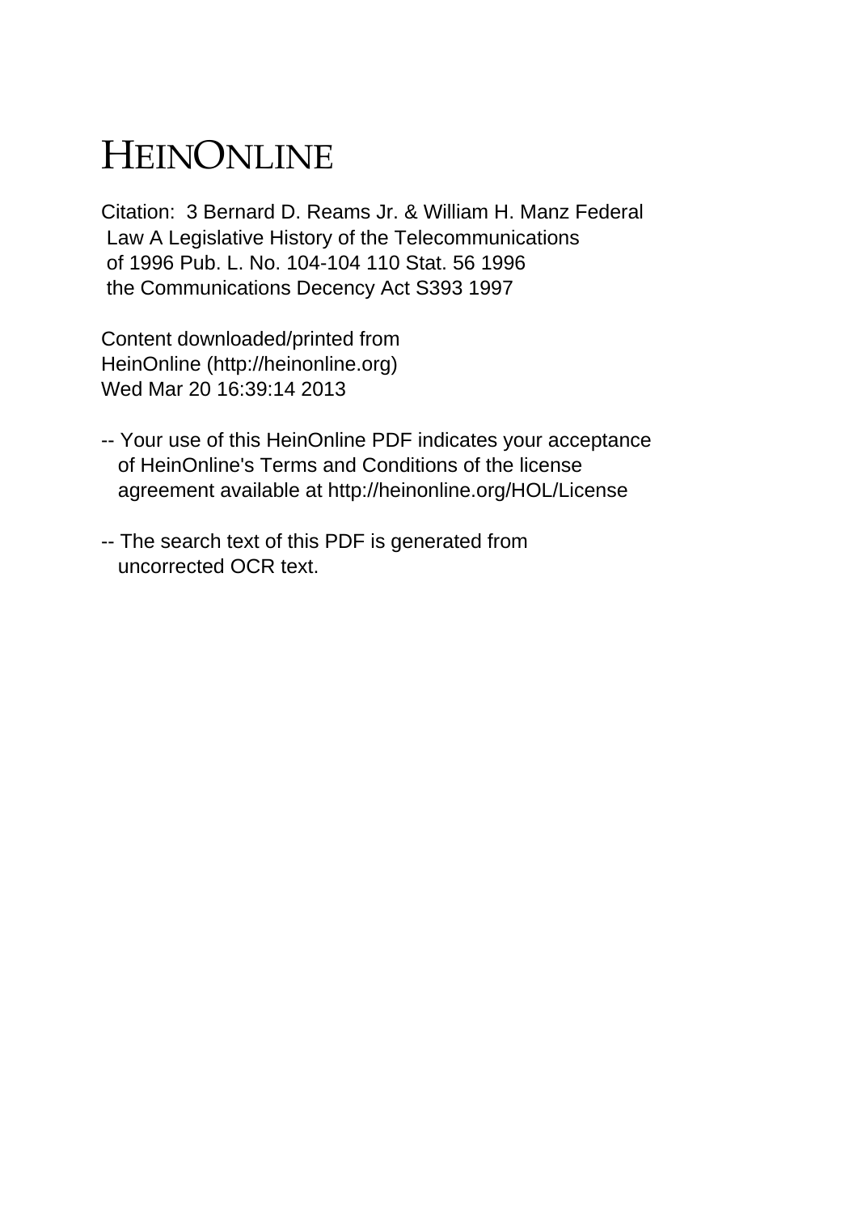# HEINONLINE

Citation: 3 Bernard D. Reams Jr. & William H. Manz Federal Law A Legislative History of the Telecommunications of 1996 Pub. L. No. 104-104 110 Stat. 56 1996 the Communications Decency Act S393 1997

Content downloaded/printed from HeinOnline (http://heinonline.org) Wed Mar 20 16:39:14 2013

-- Your use of this HeinOnline PDF indicates your acceptance of HeinOnline's Terms and Conditions of the license agreement available at http://heinonline.org/HOL/License

-- The search text of this PDF is generated from uncorrected OCR text.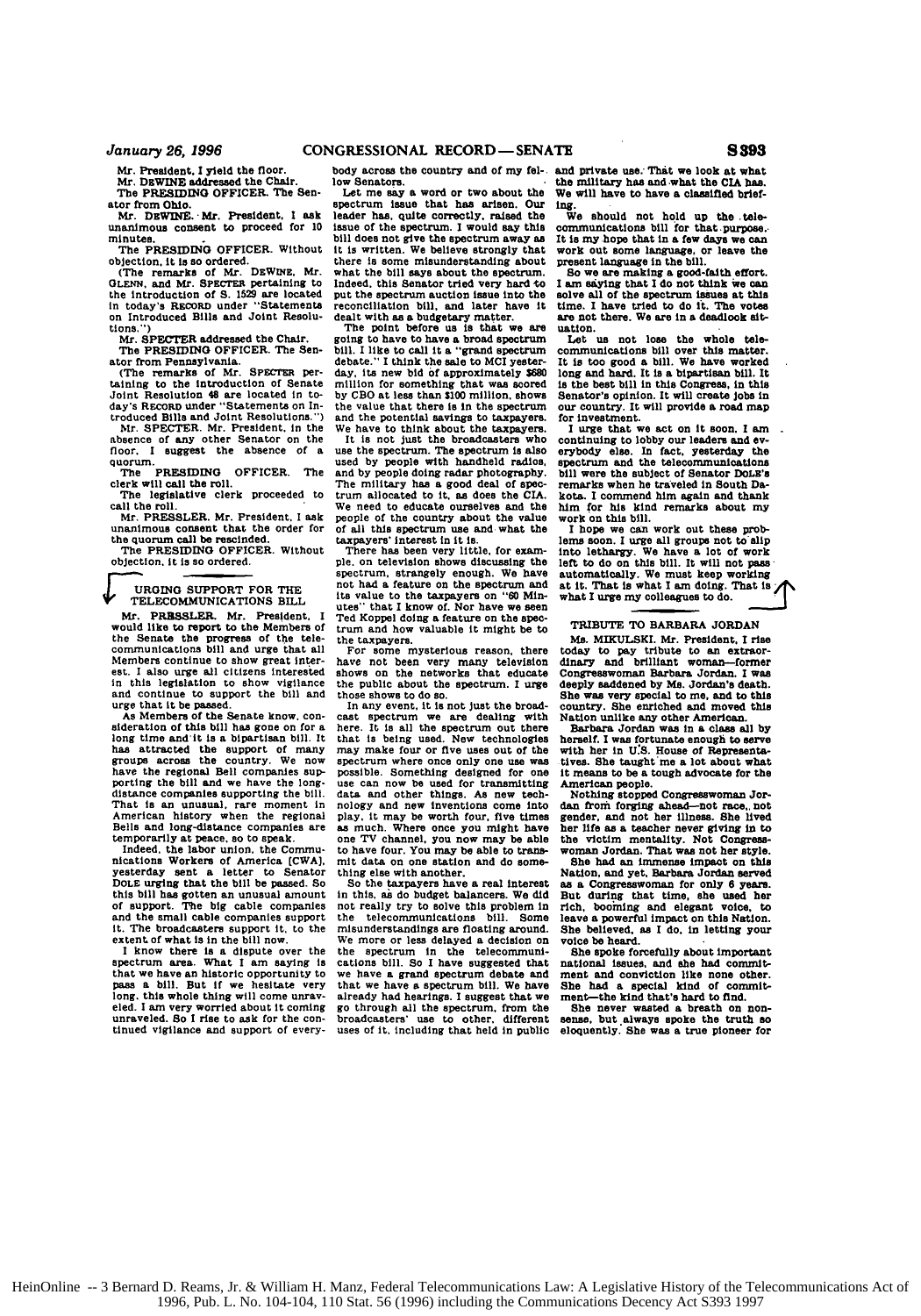Mr. President, I yield the floor.

Mr. DEWINE addressed the Chair.

The PRESIDING OFFICER. The Senator from Ohio.

Mr. DEWINE. Mr. President, I ask unanimous consent to proceed for 10 minutes.

The PRESIDING OFFICER. Without objection, it is so ordered.

(The remarks of Mr. DEWINE, Mr. GLENN, and Mr. SPECTER pertaining to the introduction of S. 1529 are located in today's RECORD under "Statements on Introduced Bills and Joint Resolutions.")

Mr. SPECTER addressed the Chair.

The PRESIDING OFFICER. The Senator from Pennsylvania.

(The remarks of Mr. SPECTER pertaining to the introduction of Senate Joint Resolution 48 are located in today's RECORD under "Statements on Introduced Bills and Joint Resolutions.")

Mr. SPECTER. Mr. President, in the absence of any other Senator on the floor, I suggest the absence of a quorum.

The PRESIDING OFFICER. The clerk will call the roll.

The legislative clerk proceeded to call the roll.

Mr. PRESSLER. Mr. President, I ask unanimous consent that the order for the quorum call be rescinded.

The PRESIDING OFFICER. Without objection, it is so ordered.

## URGING SUPPORT FOR THE TELECOMMUNICATIONS BILL

Mr. PRESSLER. Mr. President, I would like to report to the Members of the Senate the progress of the telecommunications bill and urge that all Members continue to show great interest. I also urge all citizens interested in this legislation to show vigilance and continue to support the bill and urge that it be passed.

As Members of the Senate know, consideration of this bill has gone on for a long time and it is a bipartisan bill. It has attracted the support of many groups across the country. We now have the regional Bell companies supporting the bill and we have the long-distance companies supporting the bill. That is an unusual, rare moment in American history when the regional Bells and long-distance companies are temporarily at peace, so to speak.

Indeed, the labor union, the Communications Workers of America [CWA], yesterday sent a letter to Senator DOLE urging that the bill be passed. So this bill has gotten an unusual amount of support. The big cable companies and the small cable companies support it. The broadcasters support it, to the extent of what is in the bill now.

I know there is a dispute over the spectrum area. What I am saying is that we have an historic opportunity to pass a bill. But if we hesitate very long, this whole thing will come unraveled. I am very worried about it coming unraveled. So I rise to ask for the continued vigilance and support of everybody across the country and of my fellow Senators.

Let me say a word or two about the spectrum issue that has arisen. Our leader has, quite correctly, raised the issue of the spectrum. I would say this bill does not give the spectrum away as it is written. We believe strongly that there is some misunderstanding about what the bill says about the spectrum. Indeed, this Senator tried very hard to put the spectrum auction issue into the reconciliation bill, and later have it dealt with as a budgetary matter.

The point before us is that we are going to have to have a broad spectrum bill. I like to call it a "grand spectrum debate." I think the sale to MCI yesterday, its new bid of approximately $680 million for something that was scored by CBO at less than $100 million, shows the value that there is in the spectrum and the potential savings to taxpayers. We have to think about the taxpayers.

It is not just the broadcasters who use the spectrum. The spectrum is also used by people with handheld radios, and by people doing radar photography. The military has a good deal of spectrum allocated to it, as does the CIA. We need to educate ourselves and the people of the country about the value of all this spectrum use and what the taxpayers' interest in it is.

There has been very little, for example, on television shows discussing the spectrum, strangely enough. We have not had a feature on the spectrum and its value to the taxpayers on "60 Minutes" that I know of. Nor have we seen Ted Koppel doing a feature on the spectrum and how valuable it might be to the taxpayers.

For some mysterious reason, there have not been very many television shows on the networks that educate the public about the spectrum. I urge those shows to do so.

In any event, it is not just the broadcast spectrum we are dealing with here. It is all the spectrum out there that is being used. New technologies may make four or five uses out of the spectrum where once only one use was possible. Something designed for one use can now be used for transmitting data and other things. As new technology and new inventions come into play, it may be worth four, five times as much. Where once you might have one TV channel, you now may be able to have four. You may be able to transmit data on one station and do something else with another.

So the taxpayers have a real interest in this, as do budget balancers. We did not really try to solve this problem in the telecommunications bill. Some misunderstandings are floating around. We more or less delayed a decision on the spectrum in the telecommunications bill. So I have suggested that we have a grand spectrum debate and that we have a spectrum bill. We have already had hearings. I suggest that we go through all the spectrum, from the broadcasters' use to other, different uses of it, including that held in public and private use. That we look at what the military has and what the CIA has. We will have to have a classified briefing.

We should not hold up the telecommunications bill for that purpose. It is my hope that in a few days we can work out some language, or leave the present language in the bill.

So we are making a good-faith effort. I am saying that I do not think we can solve all of the spectrum issues at this time. I have tried to do it. The votes are not there. We are in a deadlock situation.

Let us not lose the whole telecommunications bill over this matter. It is too good a bill. We have worked long and hard. It is a bipartisan bill. It is the best bill in this Congress, in this Senator's opinion. It will create jobs in our country. It will provide a road map for investment.

I urge that we act on it soon. I am continuing to lobby our leaders and everybody else. In fact, yesterday the spectrum and the telecommunications bill were the subject of Senator DOLE's remarks when he traveled in South Dakota. I commend him again and thank him for his kind remarks about my work on this bill.

I hope we can work out these problems soon. I urge all groups not to slip into lethargy. We have a lot of work left to do on this bill. It will not pass automatically. We must keep working at it. That is what I am doing. That is what I urge my colleagues to do.

## TRIBUTE TO BARBARA JORDAN

Ms. MIKULSKI. Mr. President, I rise today to pay tribute to an extraordinary and brilliant woman—former Congresswoman Barbara Jordan. I was deeply saddened by Ms. Jordan's death. She was very special to me, and to this country. She enriched and moved this Nation unlike any other American.

Barbara Jordan was in a class all by herself. I was fortunate enough to serve with her in U.S. House of Representatives. She taught me a lot about what it means to be a tough advocate for the American people.

Nothing stopped Congresswoman Jordan from forging ahead—not race, not gender, and not her illness. She lived her life as a teacher never giving in to the victim mentality. Not Congresswoman Jordan. That was not her style.

She had an immense impact on this Nation, and yet, Barbara Jordan served as a Congresswoman for only 6 years. But during that time, she used her rich, booming and elegant voice, to leave a powerful impact on this Nation. She believed, as I do, in letting your voice be heard.

She spoke forcefully about important national issues, and she had commitment and conviction like none other. She had a special kind of commitment—the kind that's hard to find.

She never wasted a breath on nonsense, but always spoke the truth so eloquently. She was a true pioneer for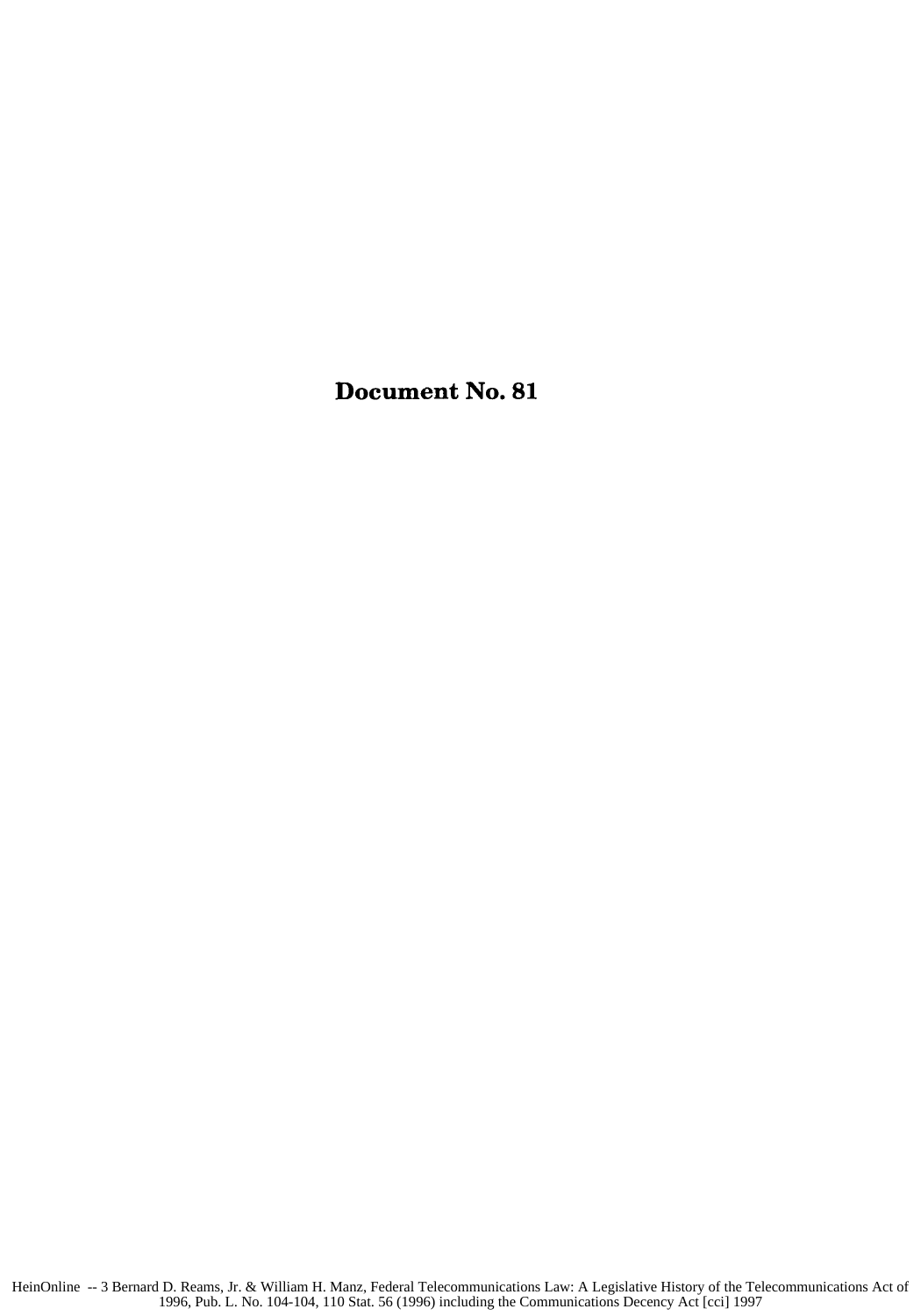# Document No. 81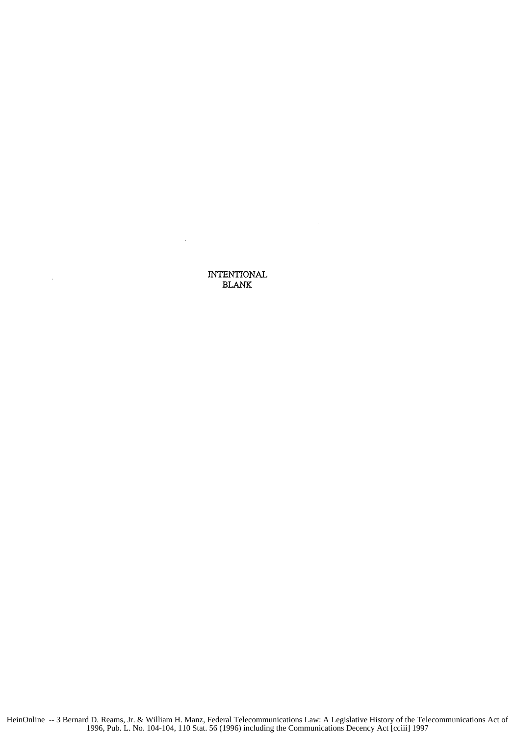INTENTIONAL
BLANK